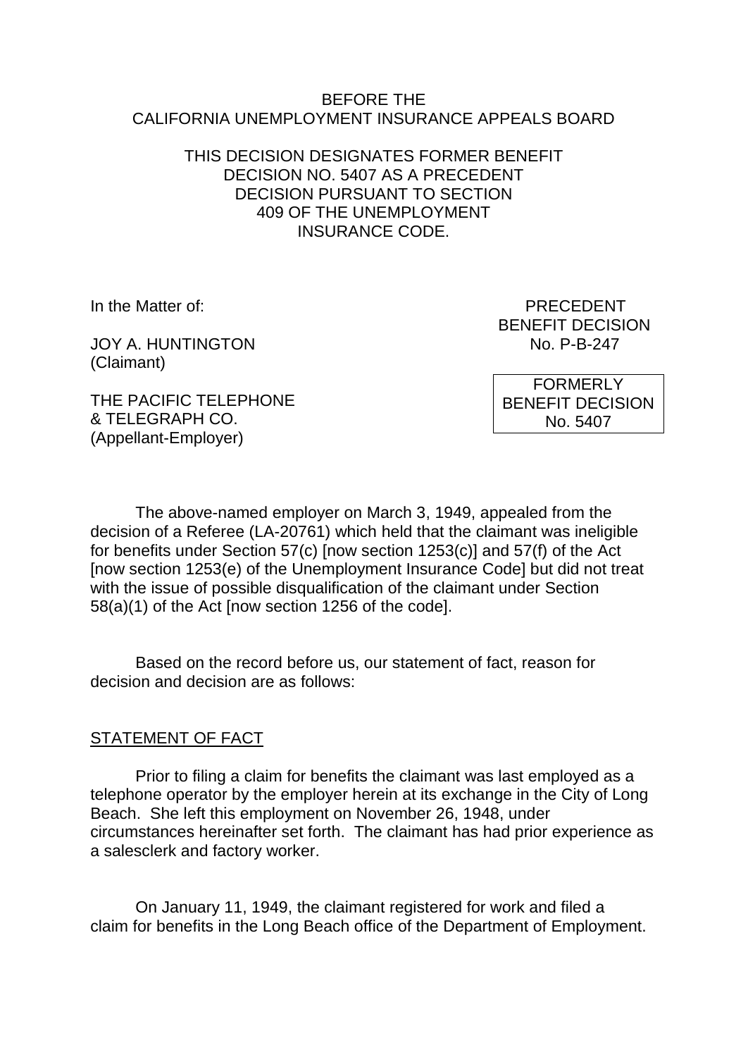BEFORE THE
CALIFORNIA UNEMPLOYMENT INSURANCE APPEALS BOARD

THIS DECISION DESIGNATES FORMER BENEFIT DECISION NO. 5407 AS A PRECEDENT DECISION PURSUANT TO SECTION 409 OF THE UNEMPLOYMENT INSURANCE CODE.

In the Matter of:

JOY A. HUNTINGTON
(Claimant)

THE PACIFIC TELEPHONE & TELEGRAPH CO.
(Appellant-Employer)

PRECEDENT
BENEFIT DECISION
No. P-B-247

FORMERLY
BENEFIT DECISION
No. 5407

The above-named employer on March 3, 1949, appealed from the decision of a Referee (LA-20761) which held that the claimant was ineligible for benefits under Section 57(c) [now section 1253(c)] and 57(f) of the Act [now section 1253(e) of the Unemployment Insurance Code] but did not treat with the issue of possible disqualification of the claimant under Section 58(a)(1) of the Act [now section 1256 of the code].

Based on the record before us, our statement of fact, reason for decision and decision are as follows:

## STATEMENT OF FACT

Prior to filing a claim for benefits the claimant was last employed as a telephone operator by the employer herein at its exchange in the City of Long Beach. She left this employment on November 26, 1948, under circumstances hereinafter set forth. The claimant has had prior experience as a salesclerk and factory worker.

On January 11, 1949, the claimant registered for work and filed a claim for benefits in the Long Beach office of the Department of Employment.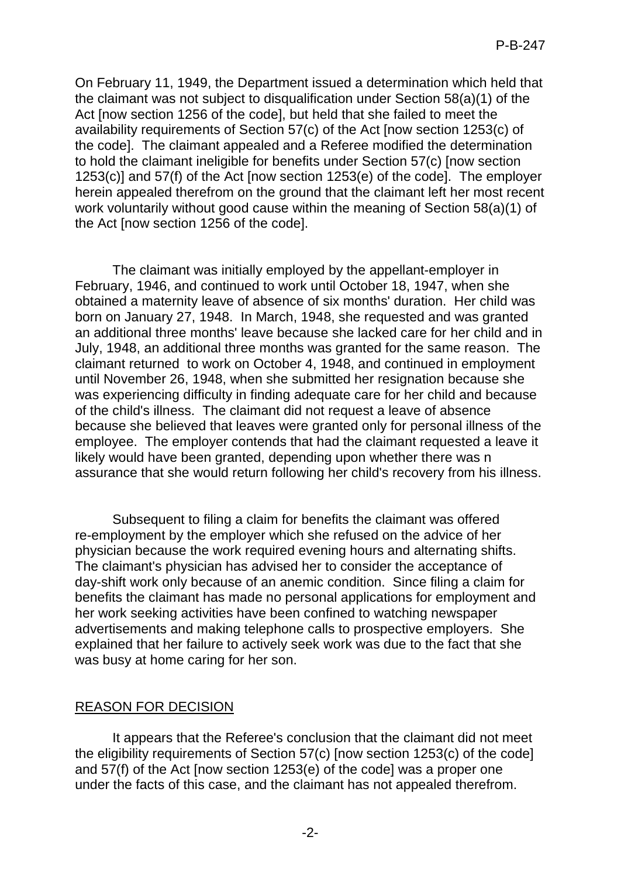On February 11, 1949, the Department issued a determination which held that the claimant was not subject to disqualification under Section 58(a)(1) of the Act [now section 1256 of the code], but held that she failed to meet the availability requirements of Section 57(c) of the Act [now section 1253(c) of the code]. The claimant appealed and a Referee modified the determination to hold the claimant ineligible for benefits under Section 57(c) [now section 1253(c)] and 57(f) of the Act [now section 1253(e) of the code]. The employer herein appealed therefrom on the ground that the claimant left her most recent work voluntarily without good cause within the meaning of Section 58(a)(1) of the Act [now section 1256 of the code].

The claimant was initially employed by the appellant-employer in February, 1946, and continued to work until October 18, 1947, when she obtained a maternity leave of absence of six months' duration. Her child was born on January 27, 1948. In March, 1948, she requested and was granted an additional three months' leave because she lacked care for her child and in July, 1948, an additional three months was granted for the same reason. The claimant returned to work on October 4, 1948, and continued in employment until November 26, 1948, when she submitted her resignation because she was experiencing difficulty in finding adequate care for her child and because of the child's illness. The claimant did not request a leave of absence because she believed that leaves were granted only for personal illness of the employee. The employer contends that had the claimant requested a leave it likely would have been granted, depending upon whether there was n assurance that she would return following her child's recovery from his illness.

Subsequent to filing a claim for benefits the claimant was offered re-employment by the employer which she refused on the advice of her physician because the work required evening hours and alternating shifts. The claimant's physician has advised her to consider the acceptance of day-shift work only because of an anemic condition. Since filing a claim for benefits the claimant has made no personal applications for employment and her work seeking activities have been confined to watching newspaper advertisements and making telephone calls to prospective employers. She explained that her failure to actively seek work was due to the fact that she was busy at home caring for her son.

## REASON FOR DECISION

It appears that the Referee's conclusion that the claimant did not meet the eligibility requirements of Section 57(c) [now section 1253(c) of the code] and 57(f) of the Act [now section 1253(e) of the code] was a proper one under the facts of this case, and the claimant has not appealed therefrom.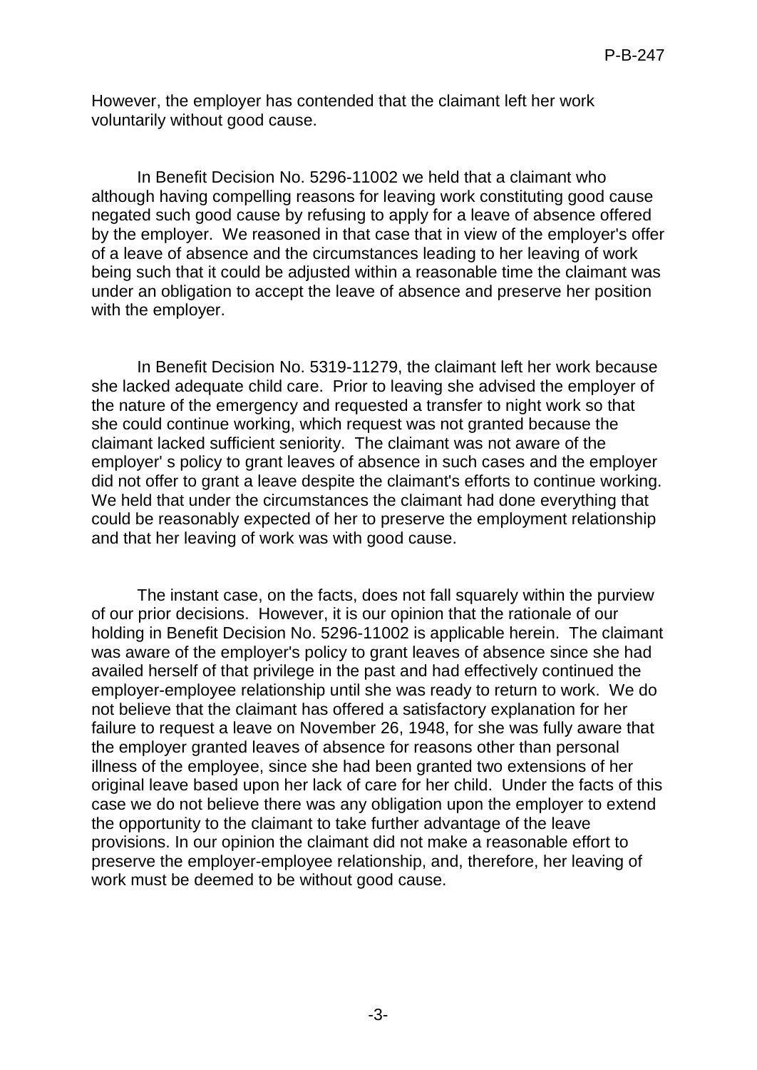However, the employer has contended that the claimant left her work voluntarily without good cause.

In Benefit Decision No. 5296-11002 we held that a claimant who although having compelling reasons for leaving work constituting good cause negated such good cause by refusing to apply for a leave of absence offered by the employer. We reasoned in that case that in view of the employer's offer of a leave of absence and the circumstances leading to her leaving of work being such that it could be adjusted within a reasonable time the claimant was under an obligation to accept the leave of absence and preserve her position with the employer.

In Benefit Decision No. 5319-11279, the claimant left her work because she lacked adequate child care. Prior to leaving she advised the employer of the nature of the emergency and requested a transfer to night work so that she could continue working, which request was not granted because the claimant lacked sufficient seniority. The claimant was not aware of the employer' s policy to grant leaves of absence in such cases and the employer did not offer to grant a leave despite the claimant's efforts to continue working. We held that under the circumstances the claimant had done everything that could be reasonably expected of her to preserve the employment relationship and that her leaving of work was with good cause.

The instant case, on the facts, does not fall squarely within the purview of our prior decisions. However, it is our opinion that the rationale of our holding in Benefit Decision No. 5296-11002 is applicable herein. The claimant was aware of the employer's policy to grant leaves of absence since she had availed herself of that privilege in the past and had effectively continued the employer-employee relationship until she was ready to return to work. We do not believe that the claimant has offered a satisfactory explanation for her failure to request a leave on November 26, 1948, for she was fully aware that the employer granted leaves of absence for reasons other than personal illness of the employee, since she had been granted two extensions of her original leave based upon her lack of care for her child. Under the facts of this case we do not believe there was any obligation upon the employer to extend the opportunity to the claimant to take further advantage of the leave provisions. In our opinion the claimant did not make a reasonable effort to preserve the employer-employee relationship, and, therefore, her leaving of work must be deemed to be without good cause.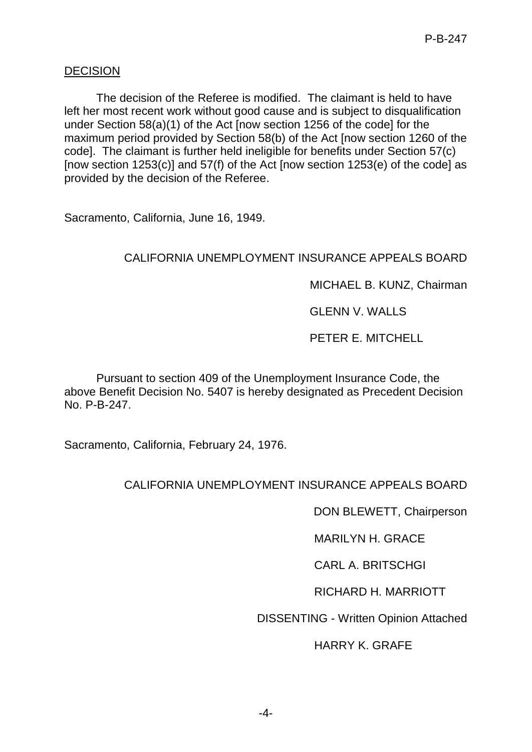## DECISION

The decision of the Referee is modified. The claimant is held to have left her most recent work without good cause and is subject to disqualification under Section 58(a)(1) of the Act [now section 1256 of the code] for the maximum period provided by Section 58(b) of the Act [now section 1260 of the code]. The claimant is further held ineligible for benefits under Section 57(c) [now section 1253(c)] and 57(f) of the Act [now section 1253(e) of the code] as provided by the decision of the Referee.

Sacramento, California, June 16, 1949.

CALIFORNIA UNEMPLOYMENT INSURANCE APPEALS BOARD

MICHAEL B. KUNZ, Chairman

GLENN V. WALLS

PETER E. MITCHELL

Pursuant to section 409 of the Unemployment Insurance Code, the above Benefit Decision No. 5407 is hereby designated as Precedent Decision No. P-B-247.

Sacramento, California, February 24, 1976.

CALIFORNIA UNEMPLOYMENT INSURANCE APPEALS BOARD

DON BLEWETT, Chairperson

MARILYN H. GRACE

CARL A. BRITSCHGI

RICHARD H. MARRIOTT

DISSENTING - Written Opinion Attached

HARRY K. GRAFE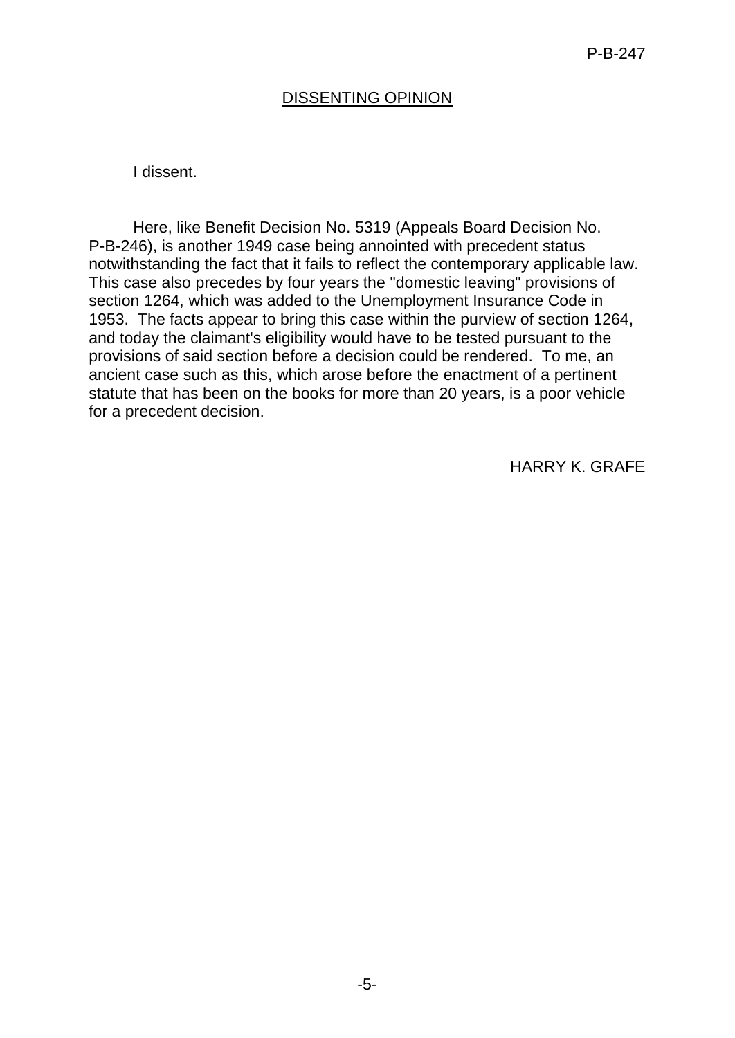## DISSENTING OPINION

I dissent.

Here, like Benefit Decision No. 5319 (Appeals Board Decision No. P-B-246), is another 1949 case being annointed with precedent status notwithstanding the fact that it fails to reflect the contemporary applicable law. This case also precedes by four years the "domestic leaving" provisions of section 1264, which was added to the Unemployment Insurance Code in 1953. The facts appear to bring this case within the purview of section 1264, and today the claimant's eligibility would have to be tested pursuant to the provisions of said section before a decision could be rendered. To me, an ancient case such as this, which arose before the enactment of a pertinent statute that has been on the books for more than 20 years, is a poor vehicle for a precedent decision.

HARRY K. GRAFE